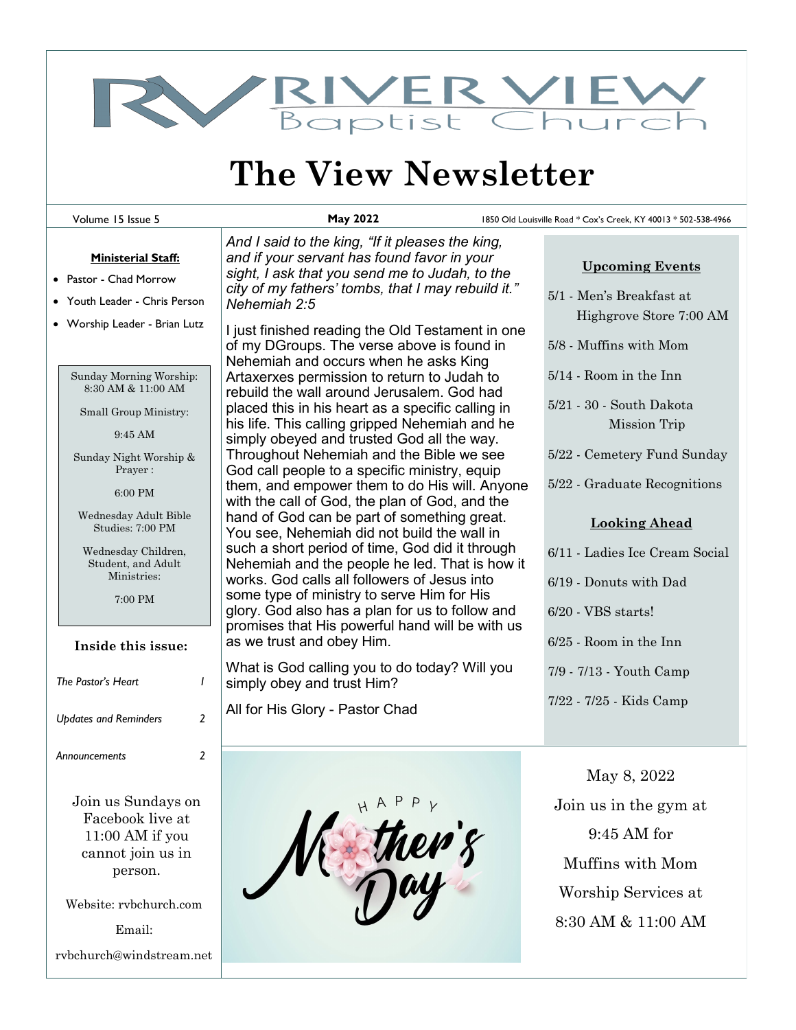# RIVER VIEW Baptist Church

# The View Newsletter

Volume 15 Issue 5 | **May 2022** | 1850 Old Louisville Road * Cox's Creek, KY 40013 * 502-538-4966

**Ministerial Staff:**

- Pastor - Chad Morrow
- Youth Leader - Chris Person
- Worship Leader - Brian Lutz

Sunday Morning Worship: 8:30 AM & 11:00 AM

Small Group Ministry:

9:45 AM

Sunday Night Worship & Prayer :

6:00 PM

Wednesday Adult Bible Studies: 7:00 PM

Wednesday Children, Student, and Adult Ministries:

7:00 PM

**Inside this issue:**

| | |
|---|---|
| *The Pastor's Heart* | *1* |
| *Updates and Reminders* | *2* |
| *Announcements* | *2* |

Join us Sundays on Facebook live at 11:00 AM if you cannot join us in person.

Website: rvbchurch.com

Email:

rvbchurch@windstream.net

*And I said to the king, "If it pleases the king, and if your servant has found favor in your sight, I ask that you send me to Judah, to the city of my fathers' tombs, that I may rebuild it." Nehemiah 2:5*

I just finished reading the Old Testament in one of my DGroups. The verse above is found in Nehemiah and occurs when he asks King Artaxerxes permission to return to Judah to rebuild the wall around Jerusalem. God had placed this in his heart as a specific calling in his life. This calling gripped Nehemiah and he simply obeyed and trusted God all the way. Throughout Nehemiah and the Bible we see God call people to a specific ministry, equip them, and empower them to do His will. Anyone with the call of God, the plan of God, and the hand of God can be part of something great. You see, Nehemiah did not build the wall in such a short period of time, God did it through Nehemiah and the people he led. That is how it works. God calls all followers of Jesus into some type of ministry to serve Him for His glory. God also has a plan for us to follow and promises that His powerful hand will be with us as we trust and obey Him.

What is God calling you to do today? Will you simply obey and trust Him?

All for His Glory - Pastor Chad

**Upcoming Events**

5/1 - Men's Breakfast at Highgrove Store 7:00 AM

5/8 - Muffins with Mom

5/14 - Room in the Inn

5/21 - 30 - South Dakota Mission Trip

5/22 - Cemetery Fund Sunday

5/22 - Graduate Recognitions

**Looking Ahead**

6/11 - Ladies Ice Cream Social

6/19 - Donuts with Dad

6/20 - VBS starts!

6/25 - Room in the Inn

7/9 - 7/13 - Youth Camp

7/22 - 7/25 - Kids Camp

HAPPY Mother's Day

May 8, 2022

Join us in the gym at 9:45 AM for Muffins with Mom

Worship Services at 8:30 AM & 11:00 AM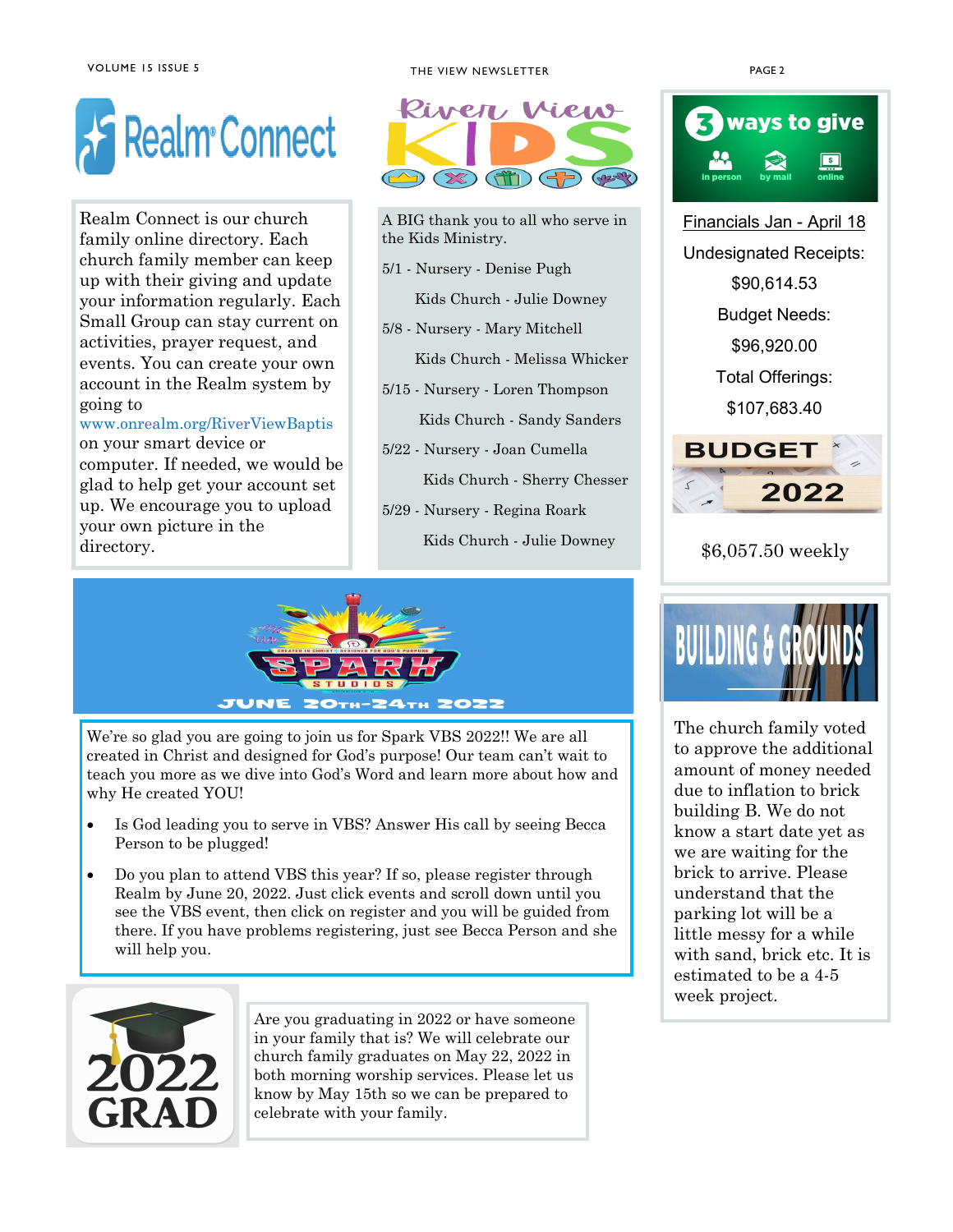## Realm Connect

Realm Connect is our church family online directory. Each church family member can keep up with their giving and update your information regularly. Each Small Group can stay current on activities, prayer request, and events. You can create your own account in the Realm system by going to www.onrealm.org/RiverViewBaptis on your smart device or computer. If needed, we would be glad to help get your account set up. We encourage you to upload your own picture in the directory.

## River View KIDS

A BIG thank you to all who serve in the Kids Ministry.

5/1 - Nursery - Denise Pugh
Kids Church - Julie Downey

5/8 - Nursery - Mary Mitchell
Kids Church - Melissa Whicker

5/15 - Nursery - Loren Thompson
Kids Church - Sandy Sanders

5/22 - Nursery - Joan Cumella
Kids Church - Sherry Chesser

5/29 - Nursery - Regina Roark
Kids Church - Julie Downey

## 3 ways to give

in person · by mail · online

Financials Jan - April 18

Undesignated Receipts:
$90,614.53

Budget Needs:
$96,920.00

Total Offerings:
$107,683.40

BUDGET 2022

$6,057.50 weekly

## SPARK STUDIOS

CREATED IN CHRIST · DESIGNED FOR GOD'S PURPOSE

JUNE 20TH-24TH 2022

We're so glad you are going to join us for Spark VBS 2022!! We are all created in Christ and designed for God's purpose! Our team can't wait to teach you more as we dive into God's Word and learn more about how and why He created YOU!

- Is God leading you to serve in VBS? Answer His call by seeing Becca Person to be plugged!
- Do you plan to attend VBS this year? If so, please register through Realm by June 20, 2022. Just click events and scroll down until you see the VBS event, then click on register and you will be guided from there. If you have problems registering, just see Becca Person and she will help you.

## BUILDING & GROUNDS

The church family voted to approve the additional amount of money needed due to inflation to brick building B. We do not know a start date yet as we are waiting for the brick to arrive. Please understand that the parking lot will be a little messy for a while with sand, brick etc. It is estimated to be a 4-5 week project.

## 2022 GRAD

Are you graduating in 2022 or have someone in your family that is? We will celebrate our church family graduates on May 22, 2022 in both morning worship services. Please let us know by May 15th so we can be prepared to celebrate with your family.